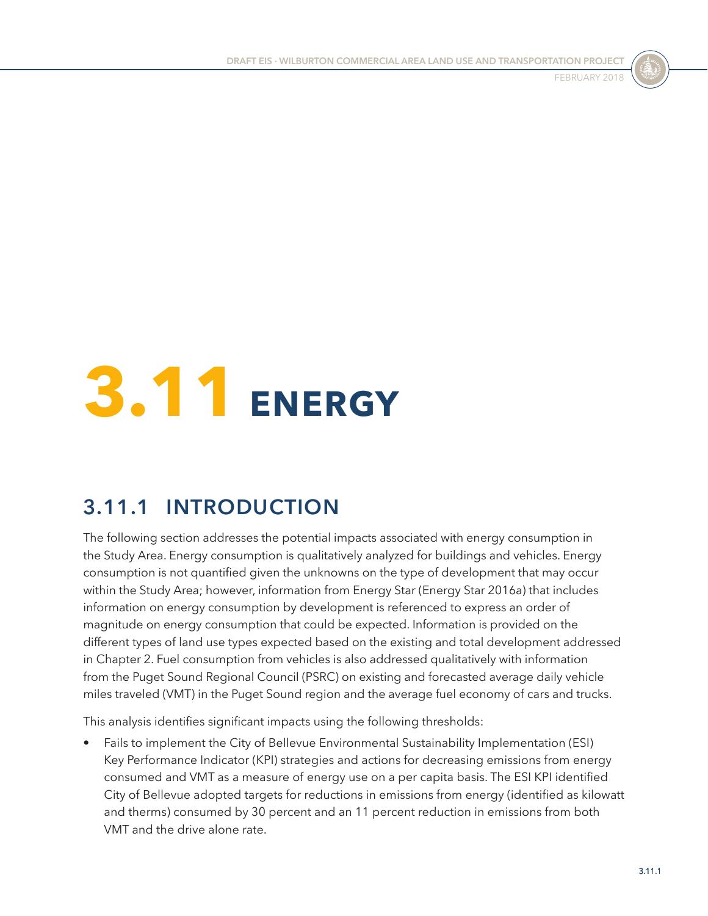# 3.11 ENERGY

## 3.11.1 INTRODUCTION

The following section addresses the potential impacts associated with energy consumption in the Study Area. Energy consumption is qualitatively analyzed for buildings and vehicles. Energy consumption is not quantified given the unknowns on the type of development that may occur within the Study Area; however, information from Energy Star (Energy Star 2016a) that includes information on energy consumption by development is referenced to express an order of magnitude on energy consumption that could be expected. Information is provided on the different types of land use types expected based on the existing and total development addressed in Chapter 2. Fuel consumption from vehicles is also addressed qualitatively with information from the Puget Sound Regional Council (PSRC) on existing and forecasted average daily vehicle miles traveled (VMT) in the Puget Sound region and the average fuel economy of cars and trucks.

This analysis identifies significant impacts using the following thresholds:

- Fails to implement the City of Bellevue Environmental Sustainability Implementation (ESI) Key Performance Indicator (KPI) strategies and actions for decreasing emissions from energy consumed and VMT as a measure of energy use on a per capita basis. The ESI KPI identified City of Bellevue adopted targets for reductions in emissions from energy (identified as kilowatt and therms) consumed by 30 percent and an 11 percent reduction in emissions from both VMT and the drive alone rate.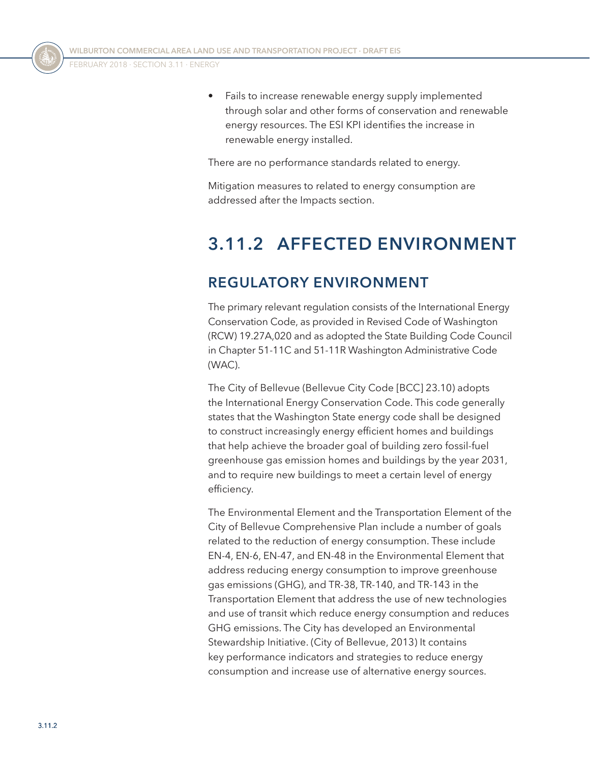- Fails to increase renewable energy supply implemented through solar and other forms of conservation and renewable energy resources. The ESI KPI identifies the increase in renewable energy installed.

There are no performance standards related to energy.

Mitigation measures to related to energy consumption are addressed after the Impacts section.

# 3.11.2 AFFECTED ENVIRONMENT

## REGULATORY ENVIRONMENT

The primary relevant regulation consists of the International Energy Conservation Code, as provided in Revised Code of Washington (RCW) 19.27A,020 and as adopted the State Building Code Council in Chapter 51-11C and 51-11R Washington Administrative Code (WAC).

The City of Bellevue (Bellevue City Code [BCC] 23.10) adopts the International Energy Conservation Code. This code generally states that the Washington State energy code shall be designed to construct increasingly energy efficient homes and buildings that help achieve the broader goal of building zero fossil-fuel greenhouse gas emission homes and buildings by the year 2031, and to require new buildings to meet a certain level of energy efficiency.

The Environmental Element and the Transportation Element of the City of Bellevue Comprehensive Plan include a number of goals related to the reduction of energy consumption. These include EN-4, EN-6, EN-47, and EN-48 in the Environmental Element that address reducing energy consumption to improve greenhouse gas emissions (GHG), and TR-38, TR-140, and TR-143 in the Transportation Element that address the use of new technologies and use of transit which reduce energy consumption and reduces GHG emissions. The City has developed an Environmental Stewardship Initiative. (City of Bellevue, 2013) It contains key performance indicators and strategies to reduce energy consumption and increase use of alternative energy sources.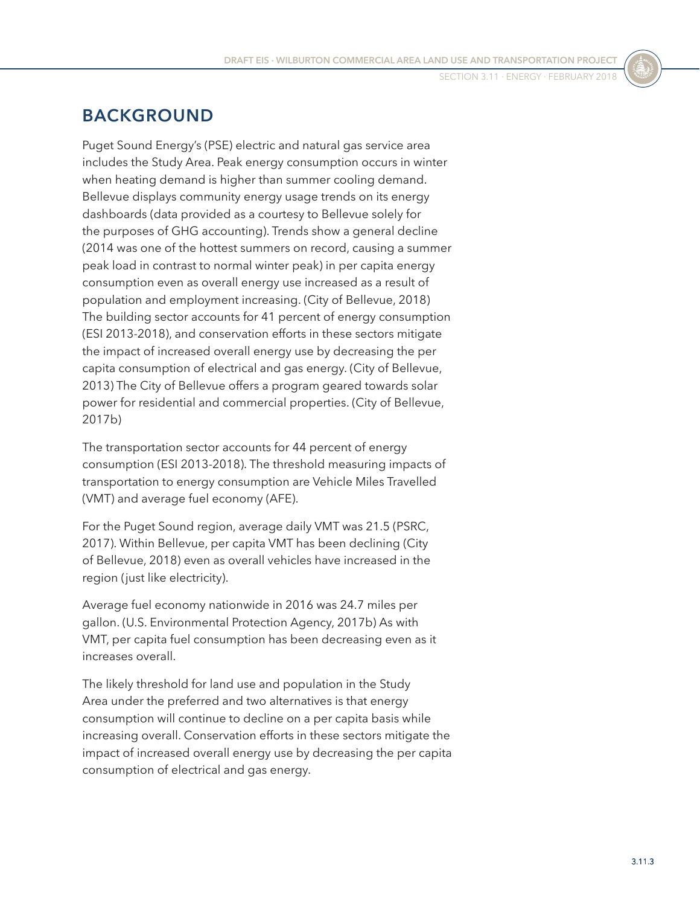## BACKGROUND

Puget Sound Energy's (PSE) electric and natural gas service area includes the Study Area. Peak energy consumption occurs in winter when heating demand is higher than summer cooling demand. Bellevue displays community energy usage trends on its energy dashboards (data provided as a courtesy to Bellevue solely for the purposes of GHG accounting). Trends show a general decline (2014 was one of the hottest summers on record, causing a summer peak load in contrast to normal winter peak) in per capita energy consumption even as overall energy use increased as a result of population and employment increasing. (City of Bellevue, 2018) The building sector accounts for 41 percent of energy consumption (ESI 2013-2018), and conservation efforts in these sectors mitigate the impact of increased overall energy use by decreasing the per capita consumption of electrical and gas energy. (City of Bellevue, 2013) The City of Bellevue offers a program geared towards solar power for residential and commercial properties. (City of Bellevue, 2017b)

The transportation sector accounts for 44 percent of energy consumption (ESI 2013-2018). The threshold measuring impacts of transportation to energy consumption are Vehicle Miles Travelled (VMT) and average fuel economy (AFE).

For the Puget Sound region, average daily VMT was 21.5 (PSRC, 2017). Within Bellevue, per capita VMT has been declining (City of Bellevue, 2018) even as overall vehicles have increased in the region (just like electricity).

Average fuel economy nationwide in 2016 was 24.7 miles per gallon. (U.S. Environmental Protection Agency, 2017b) As with VMT, per capita fuel consumption has been decreasing even as it increases overall.

The likely threshold for land use and population in the Study Area under the preferred and two alternatives is that energy consumption will continue to decline on a per capita basis while increasing overall. Conservation efforts in these sectors mitigate the impact of increased overall energy use by decreasing the per capita consumption of electrical and gas energy.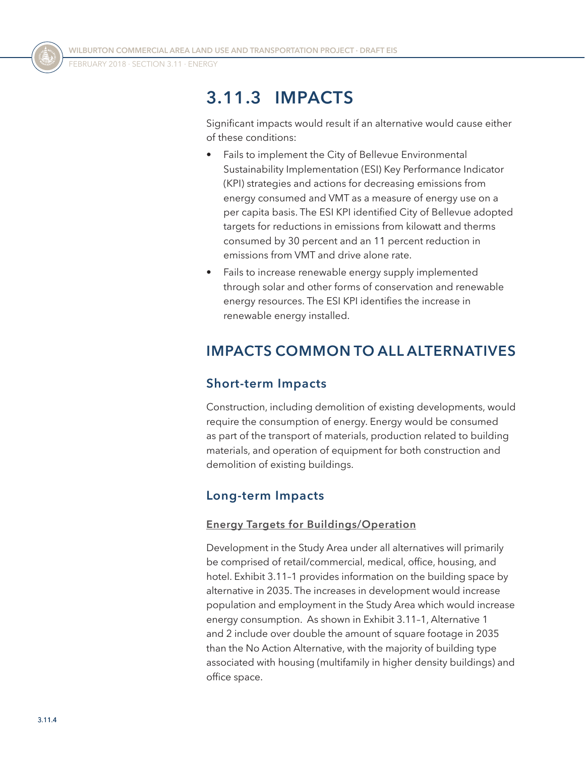## 3.11.3 IMPACTS

Significant impacts would result if an alternative would cause either of these conditions:

- Fails to implement the City of Bellevue Environmental Sustainability Implementation (ESI) Key Performance Indicator (KPI) strategies and actions for decreasing emissions from energy consumed and VMT as a measure of energy use on a per capita basis. The ESI KPI identified City of Bellevue adopted targets for reductions in emissions from kilowatt and therms consumed by 30 percent and an 11 percent reduction in emissions from VMT and drive alone rate.
- Fails to increase renewable energy supply implemented through solar and other forms of conservation and renewable energy resources. The ESI KPI identifies the increase in renewable energy installed.

## IMPACTS COMMON TO ALL ALTERNATIVES

### Short-term Impacts

Construction, including demolition of existing developments, would require the consumption of energy. Energy would be consumed as part of the transport of materials, production related to building materials, and operation of equipment for both construction and demolition of existing buildings.

### Long-term Impacts

#### Energy Targets for Buildings/Operation

Development in the Study Area under all alternatives will primarily be comprised of retail/commercial, medical, office, housing, and hotel. Exhibit 3.11–1 provides information on the building space by alternative in 2035. The increases in development would increase population and employment in the Study Area which would increase energy consumption. As shown in Exhibit 3.11–1, Alternative 1 and 2 include over double the amount of square footage in 2035 than the No Action Alternative, with the majority of building type associated with housing (multifamily in higher density buildings) and office space.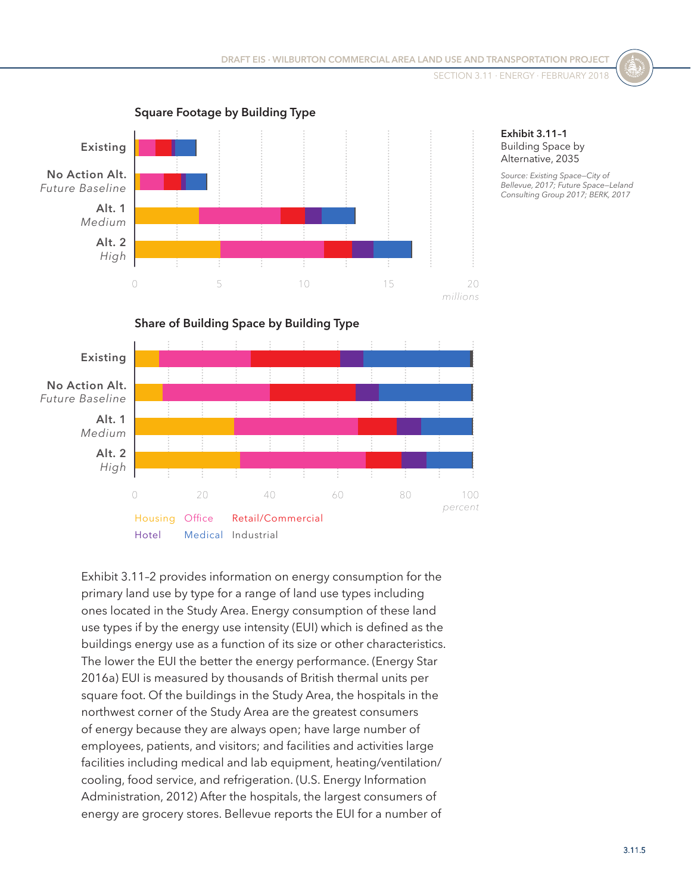**Exhibit 3.11–1**
Building Space by Alternative, 2035

*Source: Existing Space–City of Bellevue, 2017; Future Space–Leland Consulting Group 2017; BERK, 2017*

**Square Footage by Building Type**

**Share of Building Space by Building Type**

Housing Office Retail/Commercial Hotel Medical Industrial

Exhibit 3.11–2 provides information on energy consumption for the primary land use by type for a range of land use types including ones located in the Study Area. Energy consumption of these land use types if by the energy use intensity (EUI) which is defined as the buildings energy use as a function of its size or other characteristics. The lower the EUI the better the energy performance. (Energy Star 2016a) EUI is measured by thousands of British thermal units per square foot. Of the buildings in the Study Area, the hospitals in the northwest corner of the Study Area are the greatest consumers of energy because they are always open; have large number of employees, patients, and visitors; and facilities and activities large facilities including medical and lab equipment, heating/ventilation/cooling, food service, and refrigeration. (U.S. Energy Information Administration, 2012) After the hospitals, the largest consumers of energy are grocery stores. Bellevue reports the EUI for a number of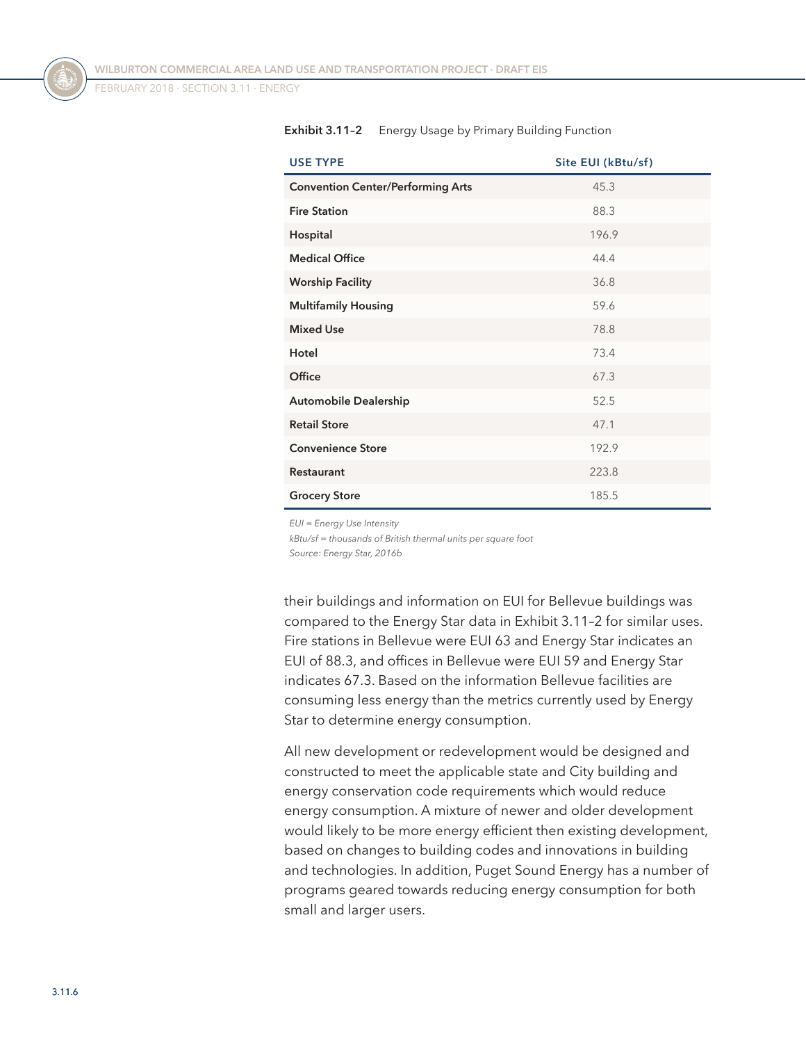**Exhibit 3.11–2** Energy Usage by Primary Building Function

| USE TYPE | Site EUI (kBtu/sf) |
|---|---|
| **Convention Center/Performing Arts** | 45.3 |
| **Fire Station** | 88.3 |
| **Hospital** | 196.9 |
| **Medical Office** | 44.4 |
| **Worship Facility** | 36.8 |
| **Multifamily Housing** | 59.6 |
| **Mixed Use** | 78.8 |
| **Hotel** | 73.4 |
| **Office** | 67.3 |
| **Automobile Dealership** | 52.5 |
| **Retail Store** | 47.1 |
| **Convenience Store** | 192.9 |
| **Restaurant** | 223.8 |
| **Grocery Store** | 185.5 |

*EUI = Energy Use Intensity*
*kBtu/sf = thousands of British thermal units per square foot*
*Source: Energy Star, 2016b*

their buildings and information on EUI for Bellevue buildings was compared to the Energy Star data in Exhibit 3.11–2 for similar uses. Fire stations in Bellevue were EUI 63 and Energy Star indicates an EUI of 88.3, and offices in Bellevue were EUI 59 and Energy Star indicates 67.3. Based on the information Bellevue facilities are consuming less energy than the metrics currently used by Energy Star to determine energy consumption.

All new development or redevelopment would be designed and constructed to meet the applicable state and City building and energy conservation code requirements which would reduce energy consumption. A mixture of newer and older development would likely to be more energy efficient then existing development, based on changes to building codes and innovations in building and technologies. In addition, Puget Sound Energy has a number of programs geared towards reducing energy consumption for both small and larger users.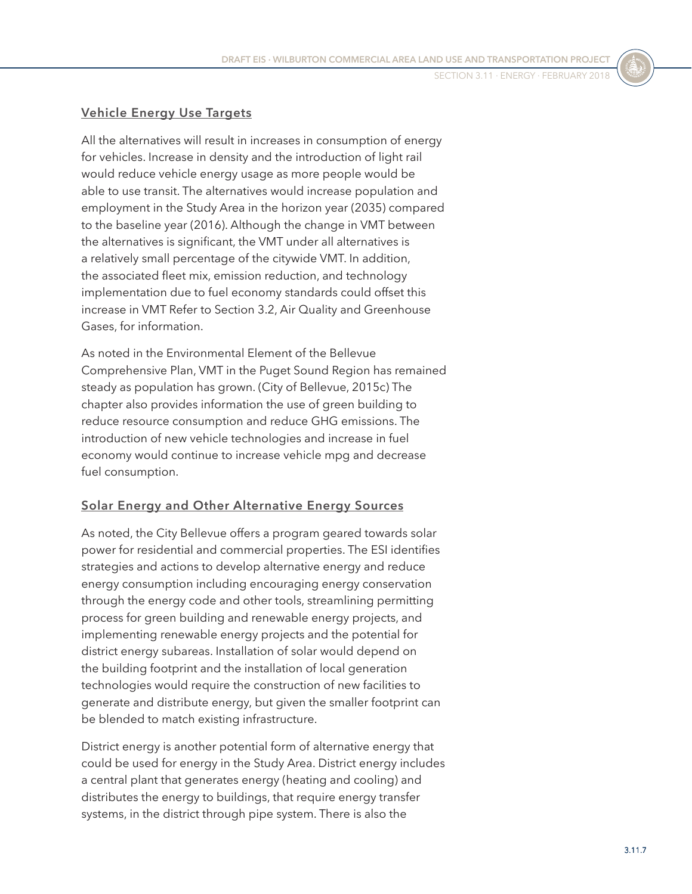### Vehicle Energy Use Targets

All the alternatives will result in increases in consumption of energy for vehicles. Increase in density and the introduction of light rail would reduce vehicle energy usage as more people would be able to use transit. The alternatives would increase population and employment in the Study Area in the horizon year (2035) compared to the baseline year (2016). Although the change in VMT between the alternatives is significant, the VMT under all alternatives is a relatively small percentage of the citywide VMT. In addition, the associated fleet mix, emission reduction, and technology implementation due to fuel economy standards could offset this increase in VMT Refer to Section 3.2, Air Quality and Greenhouse Gases, for information.

As noted in the Environmental Element of the Bellevue Comprehensive Plan, VMT in the Puget Sound Region has remained steady as population has grown. (City of Bellevue, 2015c) The chapter also provides information the use of green building to reduce resource consumption and reduce GHG emissions. The introduction of new vehicle technologies and increase in fuel economy would continue to increase vehicle mpg and decrease fuel consumption.

### Solar Energy and Other Alternative Energy Sources

As noted, the City Bellevue offers a program geared towards solar power for residential and commercial properties. The ESI identifies strategies and actions to develop alternative energy and reduce energy consumption including encouraging energy conservation through the energy code and other tools, streamlining permitting process for green building and renewable energy projects, and implementing renewable energy projects and the potential for district energy subareas. Installation of solar would depend on the building footprint and the installation of local generation technologies would require the construction of new facilities to generate and distribute energy, but given the smaller footprint can be blended to match existing infrastructure.

District energy is another potential form of alternative energy that could be used for energy in the Study Area. District energy includes a central plant that generates energy (heating and cooling) and distributes the energy to buildings, that require energy transfer systems, in the district through pipe system. There is also the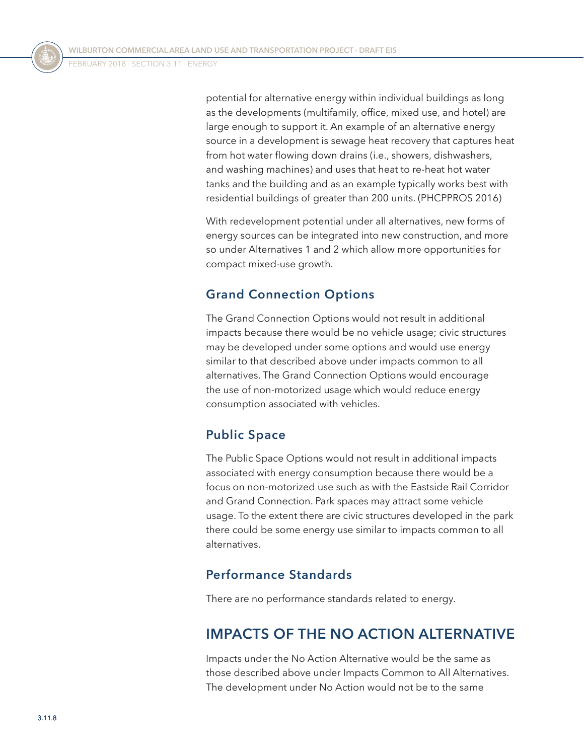potential for alternative energy within individual buildings as long as the developments (multifamily, office, mixed use, and hotel) are large enough to support it. An example of an alternative energy source in a development is sewage heat recovery that captures heat from hot water flowing down drains (i.e., showers, dishwashers, and washing machines) and uses that heat to re-heat hot water tanks and the building and as an example typically works best with residential buildings of greater than 200 units. (PHCPPROS 2016)

With redevelopment potential under all alternatives, new forms of energy sources can be integrated into new construction, and more so under Alternatives 1 and 2 which allow more opportunities for compact mixed-use growth.

### Grand Connection Options

The Grand Connection Options would not result in additional impacts because there would be no vehicle usage; civic structures may be developed under some options and would use energy similar to that described above under impacts common to all alternatives. The Grand Connection Options would encourage the use of non-motorized usage which would reduce energy consumption associated with vehicles.

### Public Space

The Public Space Options would not result in additional impacts associated with energy consumption because there would be a focus on non-motorized use such as with the Eastside Rail Corridor and Grand Connection. Park spaces may attract some vehicle usage. To the extent there are civic structures developed in the park there could be some energy use similar to impacts common to all alternatives.

### Performance Standards

There are no performance standards related to energy.

## IMPACTS OF THE NO ACTION ALTERNATIVE

Impacts under the No Action Alternative would be the same as those described above under Impacts Common to All Alternatives. The development under No Action would not be to the same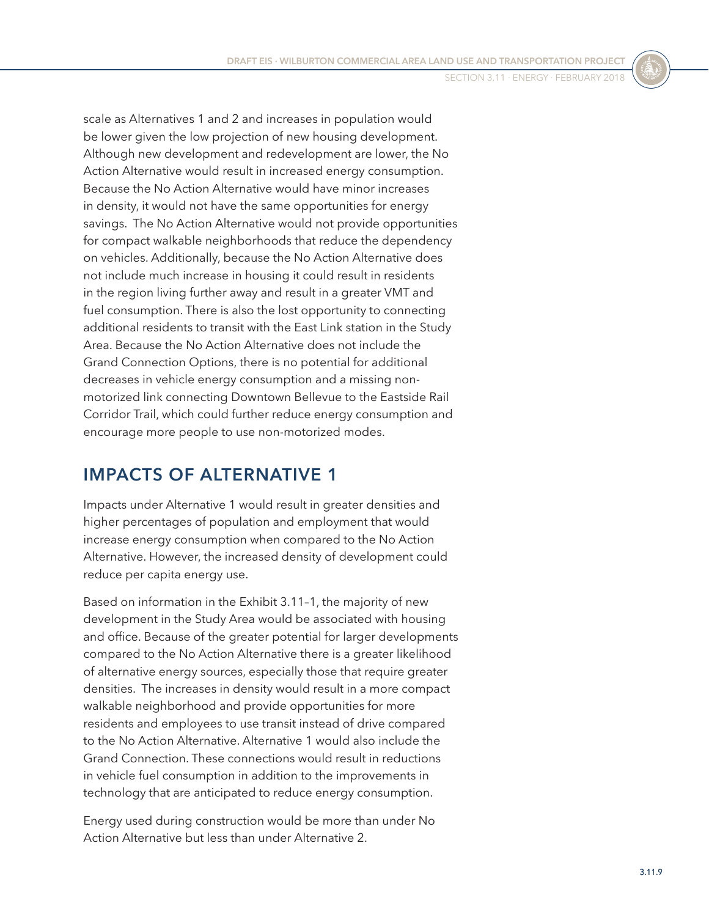scale as Alternatives 1 and 2 and increases in population would be lower given the low projection of new housing development. Although new development and redevelopment are lower, the No Action Alternative would result in increased energy consumption. Because the No Action Alternative would have minor increases in density, it would not have the same opportunities for energy savings. The No Action Alternative would not provide opportunities for compact walkable neighborhoods that reduce the dependency on vehicles. Additionally, because the No Action Alternative does not include much increase in housing it could result in residents in the region living further away and result in a greater VMT and fuel consumption. There is also the lost opportunity to connecting additional residents to transit with the East Link station in the Study Area. Because the No Action Alternative does not include the Grand Connection Options, there is no potential for additional decreases in vehicle energy consumption and a missing non-motorized link connecting Downtown Bellevue to the Eastside Rail Corridor Trail, which could further reduce energy consumption and encourage more people to use non-motorized modes.

## IMPACTS OF ALTERNATIVE 1

Impacts under Alternative 1 would result in greater densities and higher percentages of population and employment that would increase energy consumption when compared to the No Action Alternative. However, the increased density of development could reduce per capita energy use.

Based on information in the Exhibit 3.11–1, the majority of new development in the Study Area would be associated with housing and office. Because of the greater potential for larger developments compared to the No Action Alternative there is a greater likelihood of alternative energy sources, especially those that require greater densities. The increases in density would result in a more compact walkable neighborhood and provide opportunities for more residents and employees to use transit instead of drive compared to the No Action Alternative. Alternative 1 would also include the Grand Connection. These connections would result in reductions in vehicle fuel consumption in addition to the improvements in technology that are anticipated to reduce energy consumption.

Energy used during construction would be more than under No Action Alternative but less than under Alternative 2.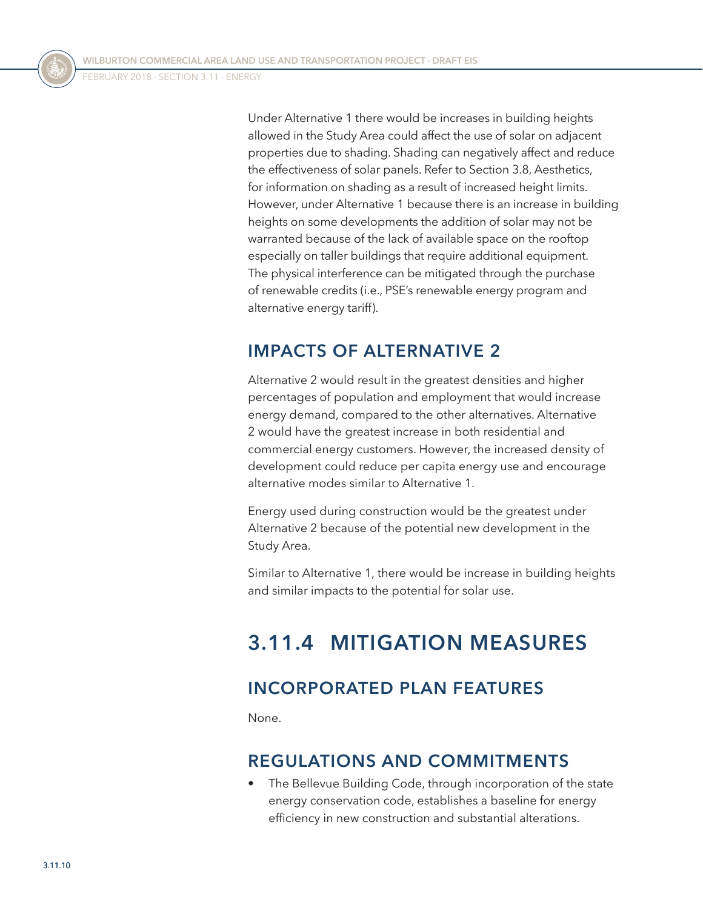Under Alternative 1 there would be increases in building heights allowed in the Study Area could affect the use of solar on adjacent properties due to shading. Shading can negatively affect and reduce the effectiveness of solar panels. Refer to Section 3.8, Aesthetics, for information on shading as a result of increased height limits. However, under Alternative 1 because there is an increase in building heights on some developments the addition of solar may not be warranted because of the lack of available space on the rooftop especially on taller buildings that require additional equipment. The physical interference can be mitigated through the purchase of renewable credits (i.e., PSE's renewable energy program and alternative energy tariff).

### IMPACTS OF ALTERNATIVE 2

Alternative 2 would result in the greatest densities and higher percentages of population and employment that would increase energy demand, compared to the other alternatives. Alternative 2 would have the greatest increase in both residential and commercial energy customers. However, the increased density of development could reduce per capita energy use and encourage alternative modes similar to Alternative 1.

Energy used during construction would be the greatest under Alternative 2 because of the potential new development in the Study Area.

Similar to Alternative 1, there would be increase in building heights and similar impacts to the potential for solar use.

## 3.11.4 MITIGATION MEASURES

### INCORPORATED PLAN FEATURES

None.

### REGULATIONS AND COMMITMENTS

- The Bellevue Building Code, through incorporation of the state energy conservation code, establishes a baseline for energy efficiency in new construction and substantial alterations.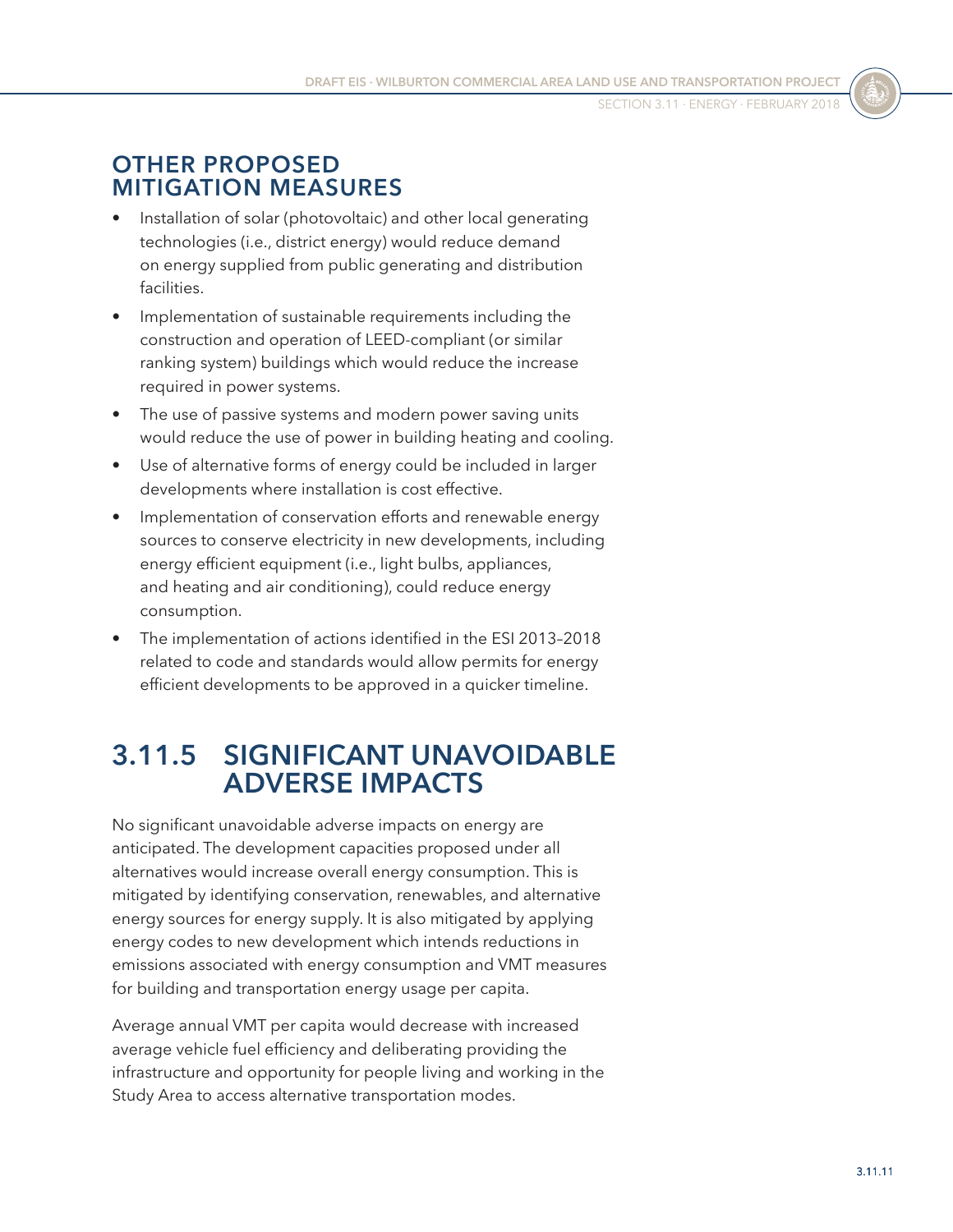## OTHER PROPOSED MITIGATION MEASURES

- Installation of solar (photovoltaic) and other local generating technologies (i.e., district energy) would reduce demand on energy supplied from public generating and distribution facilities.
- Implementation of sustainable requirements including the construction and operation of LEED-compliant (or similar ranking system) buildings which would reduce the increase required in power systems.
- The use of passive systems and modern power saving units would reduce the use of power in building heating and cooling.
- Use of alternative forms of energy could be included in larger developments where installation is cost effective.
- Implementation of conservation efforts and renewable energy sources to conserve electricity in new developments, including energy efficient equipment (i.e., light bulbs, appliances, and heating and air conditioning), could reduce energy consumption.
- The implementation of actions identified in the ESI 2013–2018 related to code and standards would allow permits for energy efficient developments to be approved in a quicker timeline.

# 3.11.5 SIGNIFICANT UNAVOIDABLE ADVERSE IMPACTS

No significant unavoidable adverse impacts on energy are anticipated. The development capacities proposed under all alternatives would increase overall energy consumption. This is mitigated by identifying conservation, renewables, and alternative energy sources for energy supply. It is also mitigated by applying energy codes to new development which intends reductions in emissions associated with energy consumption and VMT measures for building and transportation energy usage per capita.

Average annual VMT per capita would decrease with increased average vehicle fuel efficiency and deliberating providing the infrastructure and opportunity for people living and working in the Study Area to access alternative transportation modes.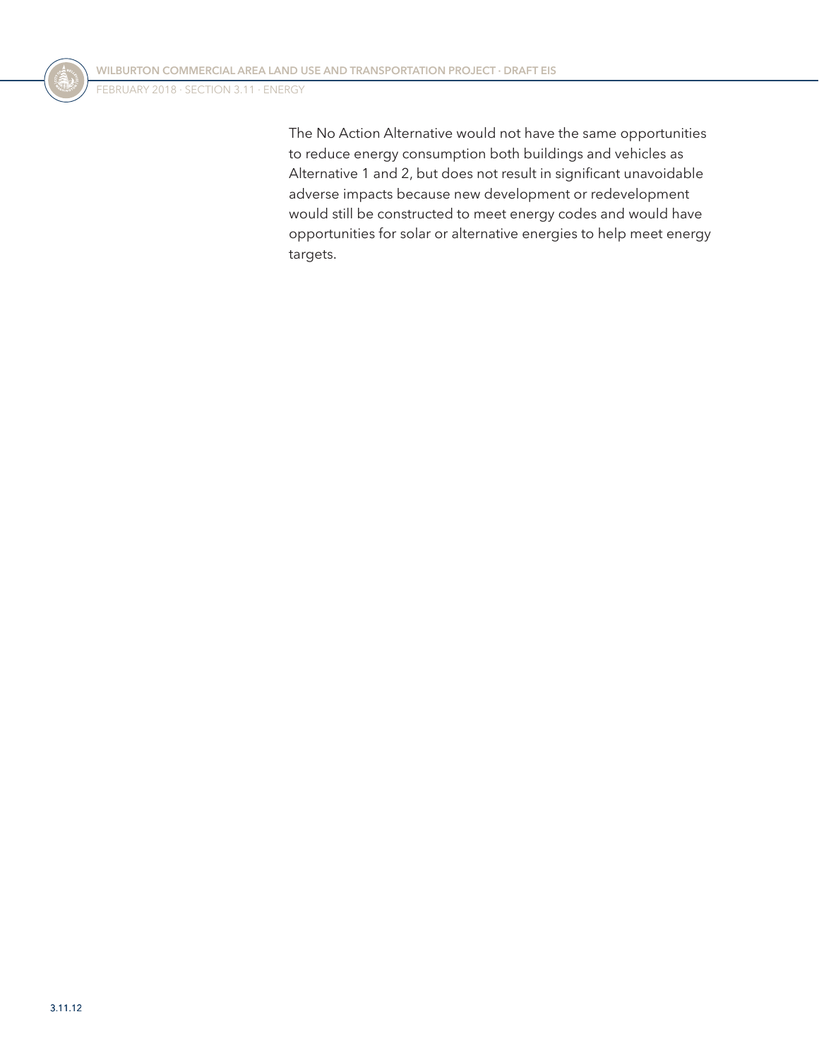The No Action Alternative would not have the same opportunities to reduce energy consumption both buildings and vehicles as Alternative 1 and 2, but does not result in significant unavoidable adverse impacts because new development or redevelopment would still be constructed to meet energy codes and would have opportunities for solar or alternative energies to help meet energy targets.